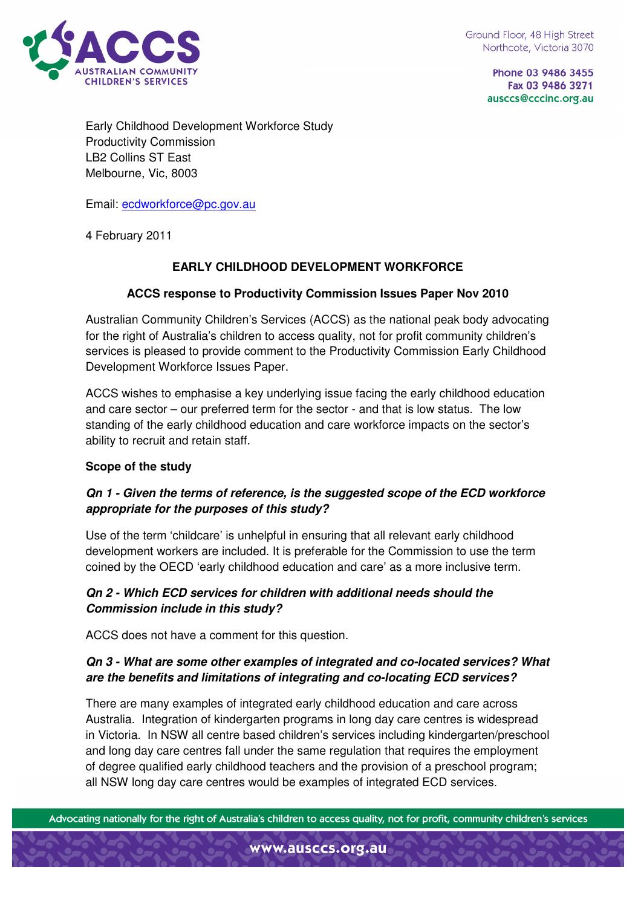Ground Floor, 48 High Street
Northcote, Victoria 3070

Phone 03 9486 3455
Fax 03 9486 3271
ausccs@cccinc.org.au

Early Childhood Development Workforce Study
Productivity Commission
LB2 Collins ST East
Melbourne, Vic, 8003

Email: ecdworkforce@pc.gov.au

4 February 2011

**EARLY CHILDHOOD DEVELOPMENT WORKFORCE**

**ACCS response to Productivity Commission Issues Paper Nov 2010**

Australian Community Children's Services (ACCS) as the national peak body advocating for the right of Australia's children to access quality, not for profit community children's services is pleased to provide comment to the Productivity Commission Early Childhood Development Workforce Issues Paper.

ACCS wishes to emphasise a key underlying issue facing the early childhood education and care sector – our preferred term for the sector - and that is low status. The low standing of the early childhood education and care workforce impacts on the sector's ability to recruit and retain staff.

**Scope of the study**

***Qn 1 - Given the terms of reference, is the suggested scope of the ECD workforce appropriate for the purposes of this study?***

Use of the term 'childcare' is unhelpful in ensuring that all relevant early childhood development workers are included. It is preferable for the Commission to use the term coined by the OECD 'early childhood education and care' as a more inclusive term.

***Qn 2 - Which ECD services for children with additional needs should the Commission include in this study?***

ACCS does not have a comment for this question.

***Qn 3 - What are some other examples of integrated and co-located services? What are the benefits and limitations of integrating and co-locating ECD services?***

There are many examples of integrated early childhood education and care across Australia. Integration of kindergarten programs in long day care centres is widespread in Victoria. In NSW all centre based children's services including kindergarten/preschool and long day care centres fall under the same regulation that requires the employment of degree qualified early childhood teachers and the provision of a preschool program; all NSW long day care centres would be examples of integrated ECD services.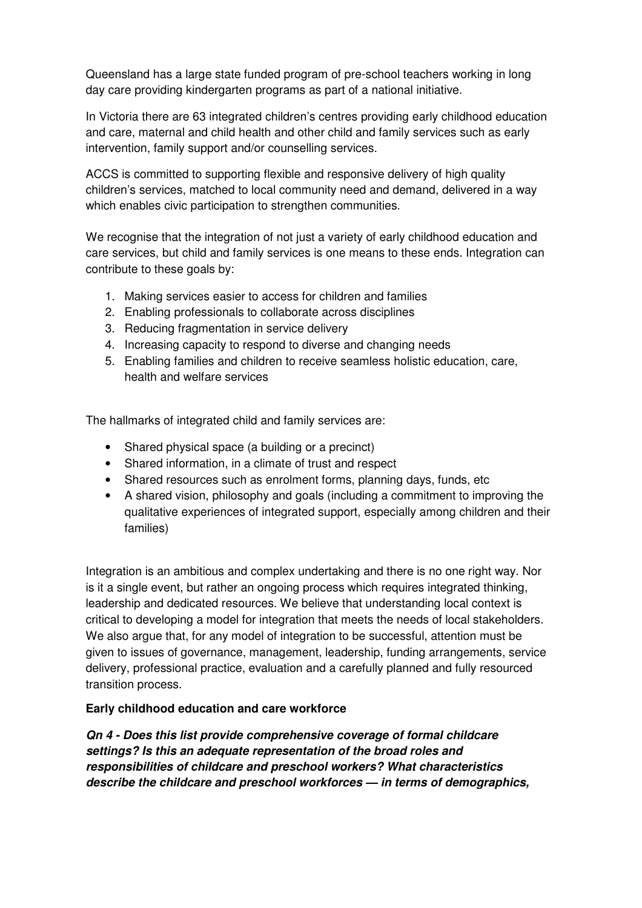Queensland has a large state funded program of pre-school teachers working in long day care providing kindergarten programs as part of a national initiative.

In Victoria there are 63 integrated children's centres providing early childhood education and care, maternal and child health and other child and family services such as early intervention, family support and/or counselling services.

ACCS is committed to supporting flexible and responsive delivery of high quality children's services, matched to local community need and demand, delivered in a way which enables civic participation to strengthen communities.

We recognise that the integration of not just a variety of early childhood education and care services, but child and family services is one means to these ends. Integration can contribute to these goals by:

1. Making services easier to access for children and families
2. Enabling professionals to collaborate across disciplines
3. Reducing fragmentation in service delivery
4. Increasing capacity to respond to diverse and changing needs
5. Enabling families and children to receive seamless holistic education, care, health and welfare services

The hallmarks of integrated child and family services are:

- Shared physical space (a building or a precinct)
- Shared information, in a climate of trust and respect
- Shared resources such as enrolment forms, planning days, funds, etc
- A shared vision, philosophy and goals (including a commitment to improving the qualitative experiences of integrated support, especially among children and their families)

Integration is an ambitious and complex undertaking and there is no one right way. Nor is it a single event, but rather an ongoing process which requires integrated thinking, leadership and dedicated resources. We believe that understanding local context is critical to developing a model for integration that meets the needs of local stakeholders. We also argue that, for any model of integration to be successful, attention must be given to issues of governance, management, leadership, funding arrangements, service delivery, professional practice, evaluation and a carefully planned and fully resourced transition process.

**Early childhood education and care workforce**

***Qn 4 - Does this list provide comprehensive coverage of formal childcare settings? Is this an adequate representation of the broad roles and responsibilities of childcare and preschool workers? What characteristics describe the childcare and preschool workforces — in terms of demographics,***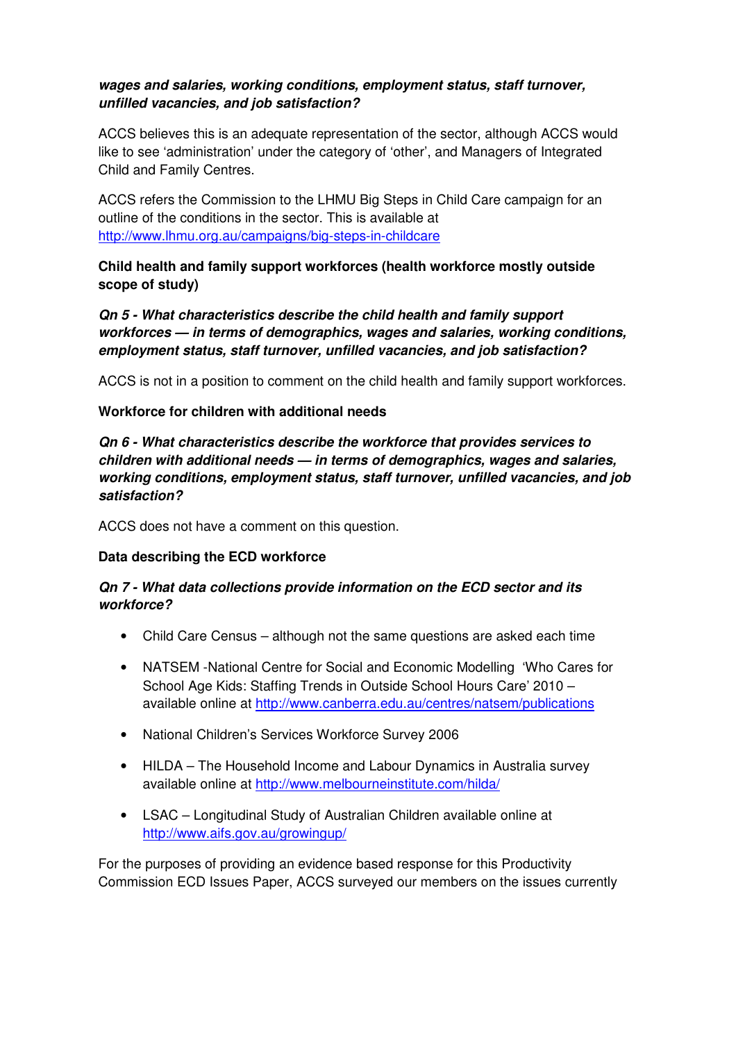***wages and salaries, working conditions, employment status, staff turnover, unfilled vacancies, and job satisfaction?***

ACCS believes this is an adequate representation of the sector, although ACCS would like to see 'administration' under the category of 'other', and Managers of Integrated Child and Family Centres.

ACCS refers the Commission to the LHMU Big Steps in Child Care campaign for an outline of the conditions in the sector. This is available at http://www.lhmu.org.au/campaigns/big-steps-in-childcare

**Child health and family support workforces (health workforce mostly outside scope of study)**

***Qn 5 - What characteristics describe the child health and family support workforces — in terms of demographics, wages and salaries, working conditions, employment status, staff turnover, unfilled vacancies, and job satisfaction?***

ACCS is not in a position to comment on the child health and family support workforces.

**Workforce for children with additional needs**

***Qn 6 - What characteristics describe the workforce that provides services to children with additional needs — in terms of demographics, wages and salaries, working conditions, employment status, staff turnover, unfilled vacancies, and job satisfaction?***

ACCS does not have a comment on this question.

**Data describing the ECD workforce**

***Qn 7 - What data collections provide information on the ECD sector and its workforce?***

- Child Care Census – although not the same questions are asked each time
- NATSEM -National Centre for Social and Economic Modelling 'Who Cares for School Age Kids: Staffing Trends in Outside School Hours Care' 2010 – available online at http://www.canberra.edu.au/centres/natsem/publications
- National Children's Services Workforce Survey 2006
- HILDA – The Household Income and Labour Dynamics in Australia survey available online at http://www.melbourneinstitute.com/hilda/
- LSAC – Longitudinal Study of Australian Children available online at http://www.aifs.gov.au/growingup/

For the purposes of providing an evidence based response for this Productivity Commission ECD Issues Paper, ACCS surveyed our members on the issues currently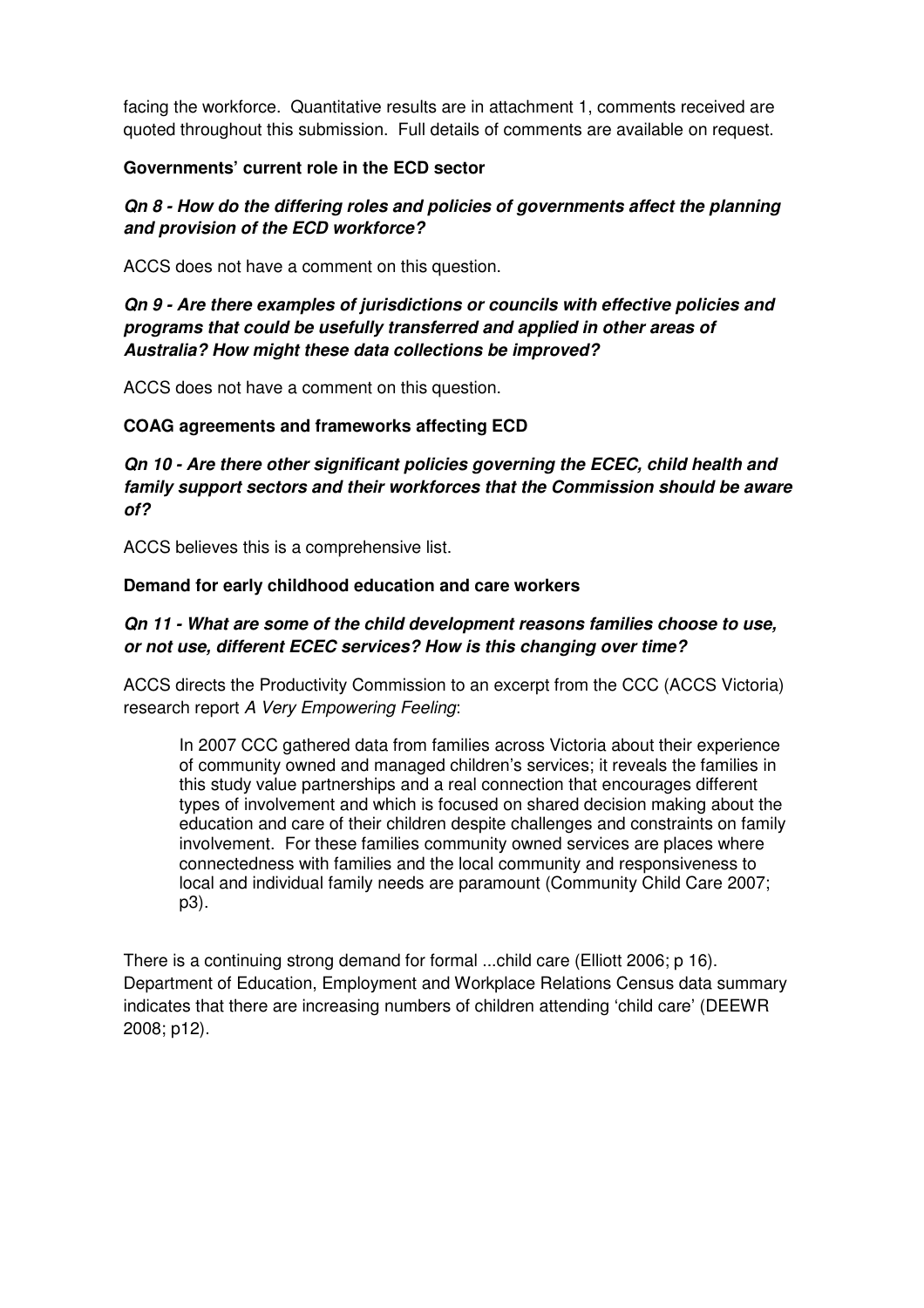facing the workforce. Quantitative results are in attachment 1, comments received are quoted throughout this submission. Full details of comments are available on request.

**Governments' current role in the ECD sector**

***Qn 8 - How do the differing roles and policies of governments affect the planning and provision of the ECD workforce?***

ACCS does not have a comment on this question.

***Qn 9 - Are there examples of jurisdictions or councils with effective policies and programs that could be usefully transferred and applied in other areas of Australia? How might these data collections be improved?***

ACCS does not have a comment on this question.

**COAG agreements and frameworks affecting ECD**

***Qn 10 - Are there other significant policies governing the ECEC, child health and family support sectors and their workforces that the Commission should be aware of?***

ACCS believes this is a comprehensive list.

**Demand for early childhood education and care workers**

***Qn 11 - What are some of the child development reasons families choose to use, or not use, different ECEC services? How is this changing over time?***

ACCS directs the Productivity Commission to an excerpt from the CCC (ACCS Victoria) research report *A Very Empowering Feeling*:

> In 2007 CCC gathered data from families across Victoria about their experience of community owned and managed children's services; it reveals the families in this study value partnerships and a real connection that encourages different types of involvement and which is focused on shared decision making about the education and care of their children despite challenges and constraints on family involvement. For these families community owned services are places where connectedness with families and the local community and responsiveness to local and individual family needs are paramount (Community Child Care 2007; p3).

There is a continuing strong demand for formal ...child care (Elliott 2006; p 16). Department of Education, Employment and Workplace Relations Census data summary indicates that there are increasing numbers of children attending 'child care' (DEEWR 2008; p12).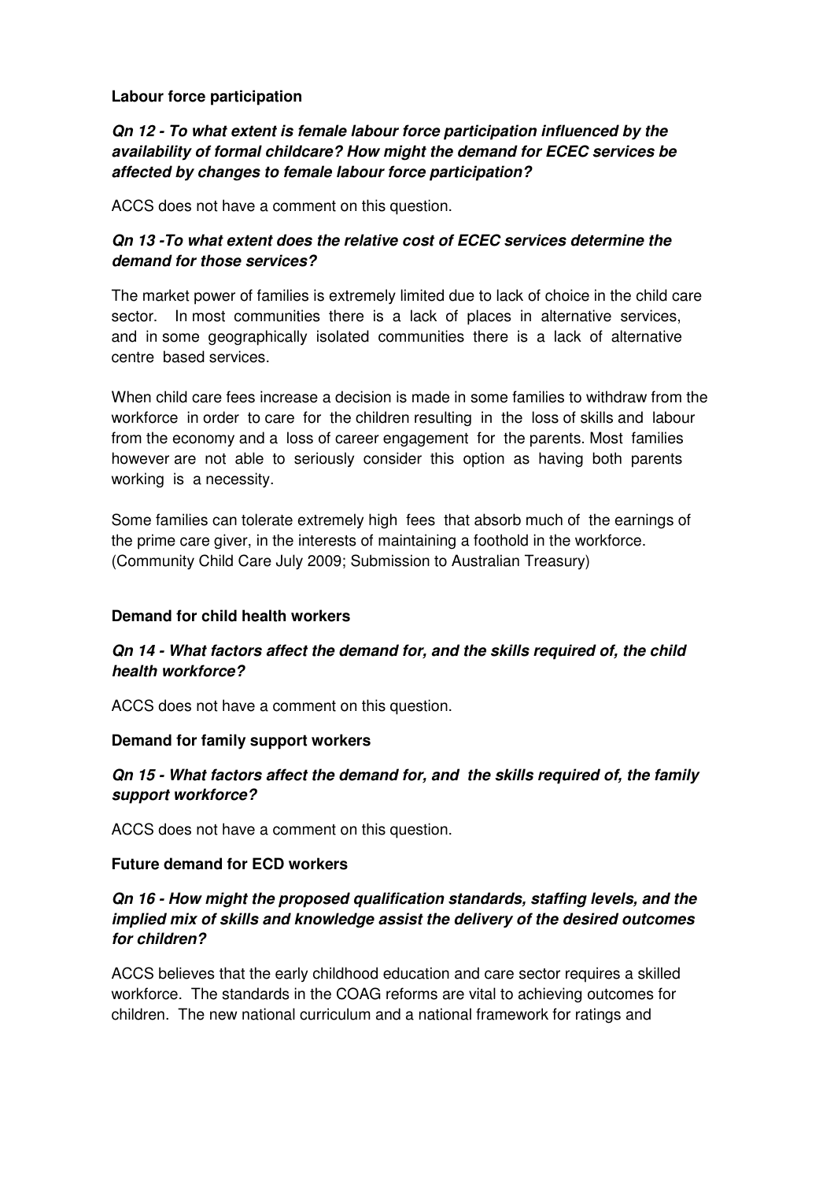**Labour force participation**

***Qn 12 - To what extent is female labour force participation influenced by the availability of formal childcare? How might the demand for ECEC services be affected by changes to female labour force participation?***

ACCS does not have a comment on this question.

***Qn 13 -To what extent does the relative cost of ECEC services determine the demand for those services?***

The market power of families is extremely limited due to lack of choice in the child care sector. In most communities there is a lack of places in alternative services, and in some geographically isolated communities there is a lack of alternative centre based services.

When child care fees increase a decision is made in some families to withdraw from the workforce in order to care for the children resulting in the loss of skills and labour from the economy and a loss of career engagement for the parents. Most families however are not able to seriously consider this option as having both parents working is a necessity.

Some families can tolerate extremely high fees that absorb much of the earnings of the prime care giver, in the interests of maintaining a foothold in the workforce. (Community Child Care July 2009; Submission to Australian Treasury)

**Demand for child health workers**

***Qn 14 - What factors affect the demand for, and the skills required of, the child health workforce?***

ACCS does not have a comment on this question.

**Demand for family support workers**

***Qn 15 - What factors affect the demand for, and the skills required of, the family support workforce?***

ACCS does not have a comment on this question.

**Future demand for ECD workers**

***Qn 16 - How might the proposed qualification standards, staffing levels, and the implied mix of skills and knowledge assist the delivery of the desired outcomes for children?***

ACCS believes that the early childhood education and care sector requires a skilled workforce. The standards in the COAG reforms are vital to achieving outcomes for children. The new national curriculum and a national framework for ratings and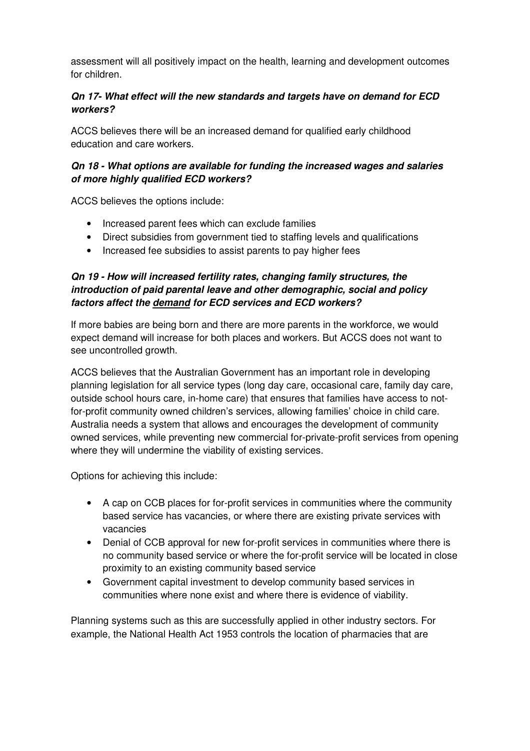assessment will all positively impact on the health, learning and development outcomes for children.

***Qn 17- What effect will the new standards and targets have on demand for ECD workers?***

ACCS believes there will be an increased demand for qualified early childhood education and care workers.

***Qn 18 - What options are available for funding the increased wages and salaries of more highly qualified ECD workers?***

ACCS believes the options include:

- Increased parent fees which can exclude families
- Direct subsidies from government tied to staffing levels and qualifications
- Increased fee subsidies to assist parents to pay higher fees

***Qn 19 - How will increased fertility rates, changing family structures, the introduction of paid parental leave and other demographic, social and policy factors affect the <u>demand</u> for ECD services and ECD workers?***

If more babies are being born and there are more parents in the workforce, we would expect demand will increase for both places and workers. But ACCS does not want to see uncontrolled growth.

ACCS believes that the Australian Government has an important role in developing planning legislation for all service types (long day care, occasional care, family day care, outside school hours care, in-home care) that ensures that families have access to not-for-profit community owned children's services, allowing families' choice in child care. Australia needs a system that allows and encourages the development of community owned services, while preventing new commercial for-private-profit services from opening where they will undermine the viability of existing services.

Options for achieving this include:

- A cap on CCB places for for-profit services in communities where the community based service has vacancies, or where there are existing private services with vacancies
- Denial of CCB approval for new for-profit services in communities where there is no community based service or where the for-profit service will be located in close proximity to an existing community based service
- Government capital investment to develop community based services in communities where none exist and where there is evidence of viability.

Planning systems such as this are successfully applied in other industry sectors. For example, the National Health Act 1953 controls the location of pharmacies that are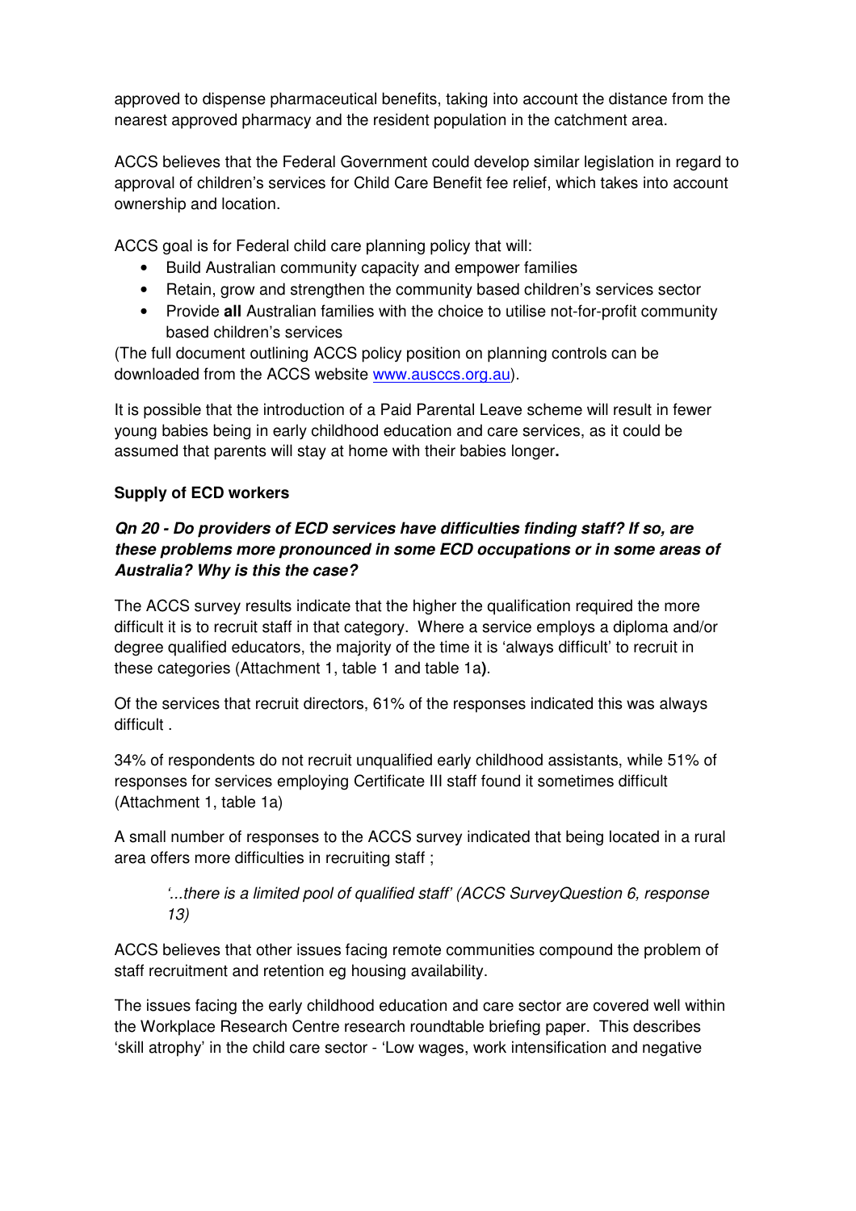approved to dispense pharmaceutical benefits, taking into account the distance from the nearest approved pharmacy and the resident population in the catchment area.

ACCS believes that the Federal Government could develop similar legislation in regard to approval of children's services for Child Care Benefit fee relief, which takes into account ownership and location.

ACCS goal is for Federal child care planning policy that will:

- Build Australian community capacity and empower families
- Retain, grow and strengthen the community based children's services sector
- Provide **all** Australian families with the choice to utilise not-for-profit community based children's services

(The full document outlining ACCS policy position on planning controls can be downloaded from the ACCS website www.ausccs.org.au).

It is possible that the introduction of a Paid Parental Leave scheme will result in fewer young babies being in early childhood education and care services, as it could be assumed that parents will stay at home with their babies longer**.**

**Supply of ECD workers**

***Qn 20 - Do providers of ECD services have difficulties finding staff? If so, are these problems more pronounced in some ECD occupations or in some areas of Australia? Why is this the case?***

The ACCS survey results indicate that the higher the qualification required the more difficult it is to recruit staff in that category. Where a service employs a diploma and/or degree qualified educators, the majority of the time it is 'always difficult' to recruit in these categories (Attachment 1, table 1 and table 1a**)**.

Of the services that recruit directors, 61% of the responses indicated this was always difficult .

34% of respondents do not recruit unqualified early childhood assistants, while 51% of responses for services employing Certificate III staff found it sometimes difficult (Attachment 1, table 1a)

A small number of responses to the ACCS survey indicated that being located in a rural area offers more difficulties in recruiting staff ;

> *'...there is a limited pool of qualified staff' (ACCS SurveyQuestion 6, response 13)*

ACCS believes that other issues facing remote communities compound the problem of staff recruitment and retention eg housing availability.

The issues facing the early childhood education and care sector are covered well within the Workplace Research Centre research roundtable briefing paper. This describes 'skill atrophy' in the child care sector - 'Low wages, work intensification and negative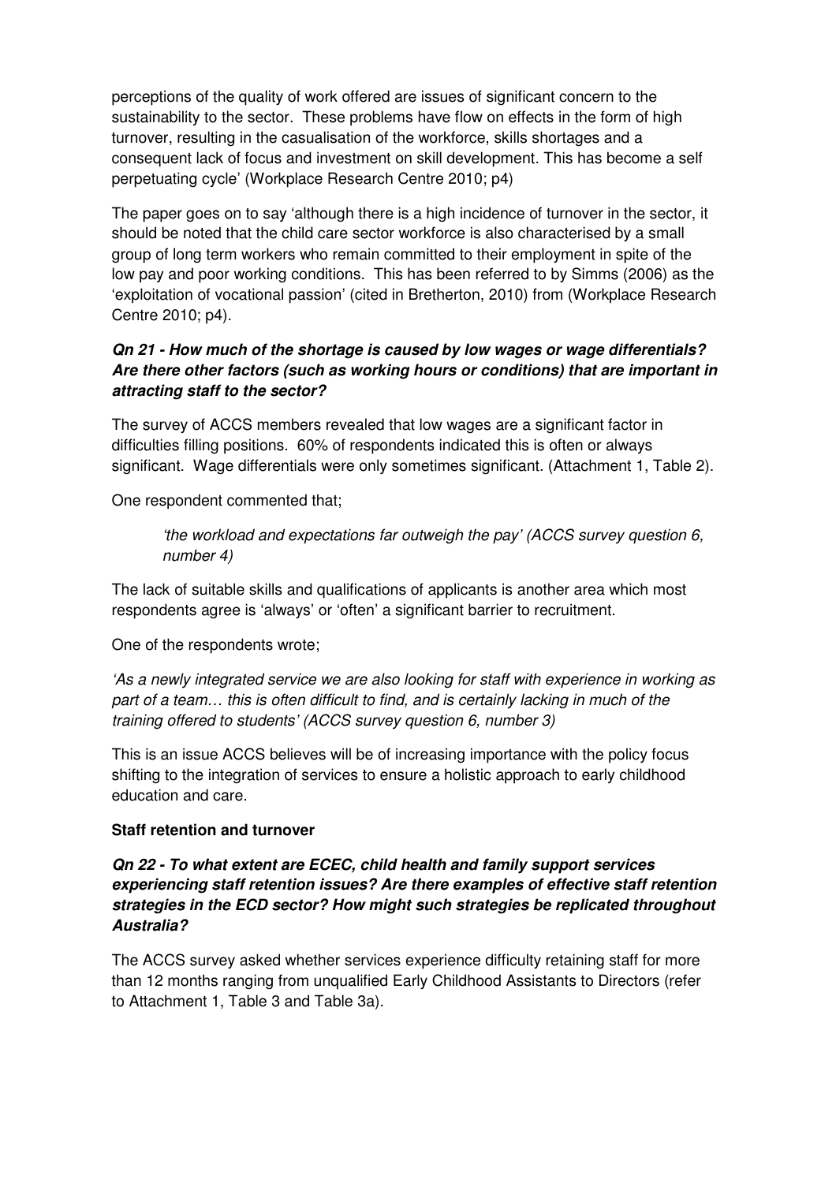perceptions of the quality of work offered are issues of significant concern to the sustainability to the sector. These problems have flow on effects in the form of high turnover, resulting in the casualisation of the workforce, skills shortages and a consequent lack of focus and investment on skill development. This has become a self perpetuating cycle' (Workplace Research Centre 2010; p4)

The paper goes on to say 'although there is a high incidence of turnover in the sector, it should be noted that the child care sector workforce is also characterised by a small group of long term workers who remain committed to their employment in spite of the low pay and poor working conditions. This has been referred to by Simms (2006) as the 'exploitation of vocational passion' (cited in Bretherton, 2010) from (Workplace Research Centre 2010; p4).

***Qn 21 - How much of the shortage is caused by low wages or wage differentials? Are there other factors (such as working hours or conditions) that are important in attracting staff to the sector?***

The survey of ACCS members revealed that low wages are a significant factor in difficulties filling positions. 60% of respondents indicated this is often or always significant. Wage differentials were only sometimes significant. (Attachment 1, Table 2).

One respondent commented that;

> *'the workload and expectations far outweigh the pay' (ACCS survey question 6, number 4)*

The lack of suitable skills and qualifications of applicants is another area which most respondents agree is 'always' or 'often' a significant barrier to recruitment.

One of the respondents wrote;

*'As a newly integrated service we are also looking for staff with experience in working as part of a team… this is often difficult to find, and is certainly lacking in much of the training offered to students' (ACCS survey question 6, number 3)*

This is an issue ACCS believes will be of increasing importance with the policy focus shifting to the integration of services to ensure a holistic approach to early childhood education and care.

**Staff retention and turnover**

***Qn 22 - To what extent are ECEC, child health and family support services experiencing staff retention issues? Are there examples of effective staff retention strategies in the ECD sector? How might such strategies be replicated throughout Australia?***

The ACCS survey asked whether services experience difficulty retaining staff for more than 12 months ranging from unqualified Early Childhood Assistants to Directors (refer to Attachment 1, Table 3 and Table 3a).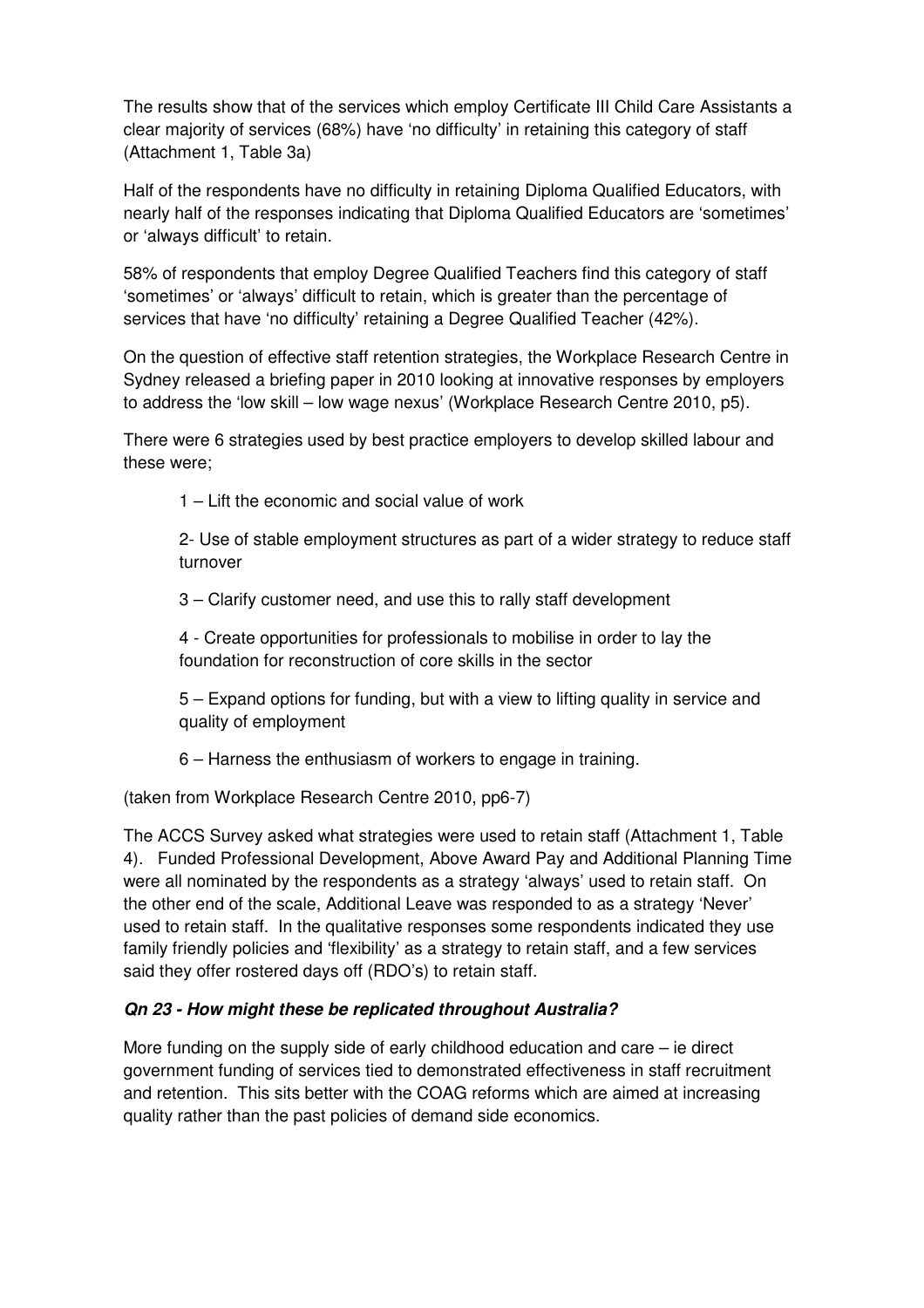The results show that of the services which employ Certificate III Child Care Assistants a clear majority of services (68%) have 'no difficulty' in retaining this category of staff (Attachment 1, Table 3a)

Half of the respondents have no difficulty in retaining Diploma Qualified Educators, with nearly half of the responses indicating that Diploma Qualified Educators are 'sometimes' or 'always difficult' to retain.

58% of respondents that employ Degree Qualified Teachers find this category of staff 'sometimes' or 'always' difficult to retain, which is greater than the percentage of services that have 'no difficulty' retaining a Degree Qualified Teacher (42%).

On the question of effective staff retention strategies, the Workplace Research Centre in Sydney released a briefing paper in 2010 looking at innovative responses by employers to address the 'low skill – low wage nexus' (Workplace Research Centre 2010, p5).

There were 6 strategies used by best practice employers to develop skilled labour and these were;

1 – Lift the economic and social value of work

2- Use of stable employment structures as part of a wider strategy to reduce staff turnover

3 – Clarify customer need, and use this to rally staff development

4 - Create opportunities for professionals to mobilise in order to lay the foundation for reconstruction of core skills in the sector

5 – Expand options for funding, but with a view to lifting quality in service and quality of employment

6 – Harness the enthusiasm of workers to engage in training.

(taken from Workplace Research Centre 2010, pp6-7)

The ACCS Survey asked what strategies were used to retain staff (Attachment 1, Table 4). Funded Professional Development, Above Award Pay and Additional Planning Time were all nominated by the respondents as a strategy 'always' used to retain staff. On the other end of the scale, Additional Leave was responded to as a strategy 'Never' used to retain staff. In the qualitative responses some respondents indicated they use family friendly policies and 'flexibility' as a strategy to retain staff, and a few services said they offer rostered days off (RDO's) to retain staff.

***Qn 23 - How might these be replicated throughout Australia?***

More funding on the supply side of early childhood education and care – ie direct government funding of services tied to demonstrated effectiveness in staff recruitment and retention. This sits better with the COAG reforms which are aimed at increasing quality rather than the past policies of demand side economics.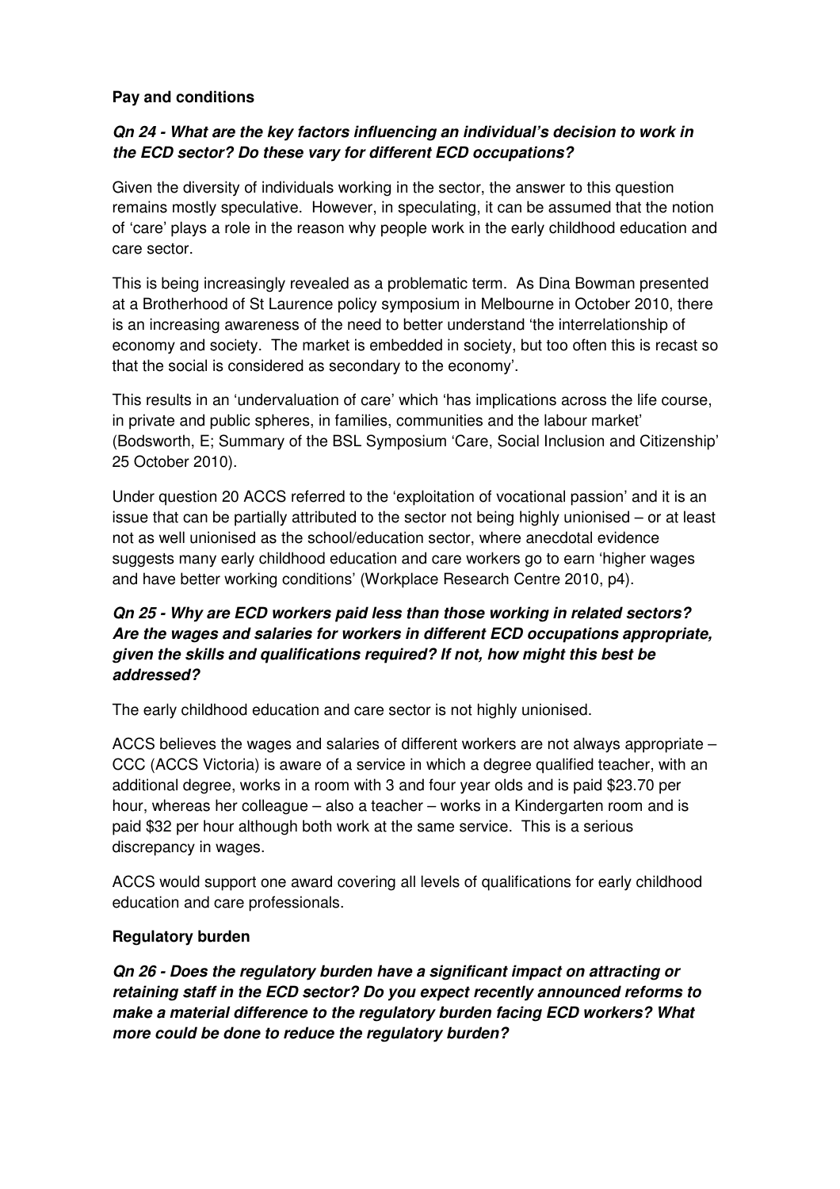**Pay and conditions**

***Qn 24 - What are the key factors influencing an individual's decision to work in the ECD sector? Do these vary for different ECD occupations?***

Given the diversity of individuals working in the sector, the answer to this question remains mostly speculative. However, in speculating, it can be assumed that the notion of 'care' plays a role in the reason why people work in the early childhood education and care sector.

This is being increasingly revealed as a problematic term. As Dina Bowman presented at a Brotherhood of St Laurence policy symposium in Melbourne in October 2010, there is an increasing awareness of the need to better understand 'the interrelationship of economy and society. The market is embedded in society, but too often this is recast so that the social is considered as secondary to the economy'.

This results in an 'undervaluation of care' which 'has implications across the life course, in private and public spheres, in families, communities and the labour market' (Bodsworth, E; Summary of the BSL Symposium 'Care, Social Inclusion and Citizenship' 25 October 2010).

Under question 20 ACCS referred to the 'exploitation of vocational passion' and it is an issue that can be partially attributed to the sector not being highly unionised – or at least not as well unionised as the school/education sector, where anecdotal evidence suggests many early childhood education and care workers go to earn 'higher wages and have better working conditions' (Workplace Research Centre 2010, p4).

***Qn 25 - Why are ECD workers paid less than those working in related sectors? Are the wages and salaries for workers in different ECD occupations appropriate, given the skills and qualifications required? If not, how might this best be addressed?***

The early childhood education and care sector is not highly unionised.

ACCS believes the wages and salaries of different workers are not always appropriate – CCC (ACCS Victoria) is aware of a service in which a degree qualified teacher, with an additional degree, works in a room with 3 and four year olds and is paid $23.70 per hour, whereas her colleague – also a teacher – works in a Kindergarten room and is paid $32 per hour although both work at the same service. This is a serious discrepancy in wages.

ACCS would support one award covering all levels of qualifications for early childhood education and care professionals.

**Regulatory burden**

***Qn 26 - Does the regulatory burden have a significant impact on attracting or retaining staff in the ECD sector? Do you expect recently announced reforms to make a material difference to the regulatory burden facing ECD workers? What more could be done to reduce the regulatory burden?***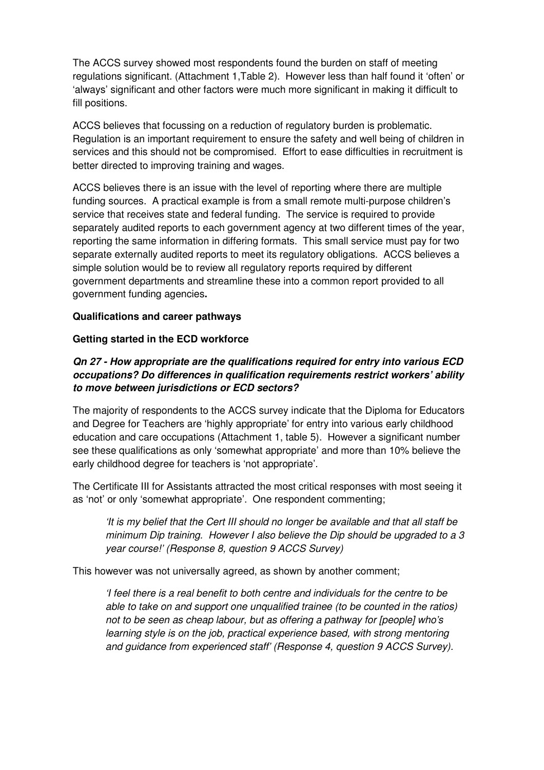The ACCS survey showed most respondents found the burden on staff of meeting regulations significant. (Attachment 1,Table 2). However less than half found it 'often' or 'always' significant and other factors were much more significant in making it difficult to fill positions.

ACCS believes that focussing on a reduction of regulatory burden is problematic. Regulation is an important requirement to ensure the safety and well being of children in services and this should not be compromised. Effort to ease difficulties in recruitment is better directed to improving training and wages.

ACCS believes there is an issue with the level of reporting where there are multiple funding sources. A practical example is from a small remote multi-purpose children's service that receives state and federal funding. The service is required to provide separately audited reports to each government agency at two different times of the year, reporting the same information in differing formats. This small service must pay for two separate externally audited reports to meet its regulatory obligations. ACCS believes a simple solution would be to review all regulatory reports required by different government departments and streamline these into a common report provided to all government funding agencies**.**

**Qualifications and career pathways**

**Getting started in the ECD workforce**

***Qn 27 - How appropriate are the qualifications required for entry into various ECD occupations? Do differences in qualification requirements restrict workers' ability to move between jurisdictions or ECD sectors?***

The majority of respondents to the ACCS survey indicate that the Diploma for Educators and Degree for Teachers are 'highly appropriate' for entry into various early childhood education and care occupations (Attachment 1, table 5). However a significant number see these qualifications as only 'somewhat appropriate' and more than 10% believe the early childhood degree for teachers is 'not appropriate'.

The Certificate III for Assistants attracted the most critical responses with most seeing it as 'not' or only 'somewhat appropriate'. One respondent commenting;

> *'It is my belief that the Cert III should no longer be available and that all staff be minimum Dip training. However I also believe the Dip should be upgraded to a 3 year course!' (Response 8, question 9 ACCS Survey)*

This however was not universally agreed, as shown by another comment;

> *'I feel there is a real benefit to both centre and individuals for the centre to be able to take on and support one unqualified trainee (to be counted in the ratios) not to be seen as cheap labour, but as offering a pathway for [people] who's learning style is on the job, practical experience based, with strong mentoring and guidance from experienced staff' (Response 4, question 9 ACCS Survey).*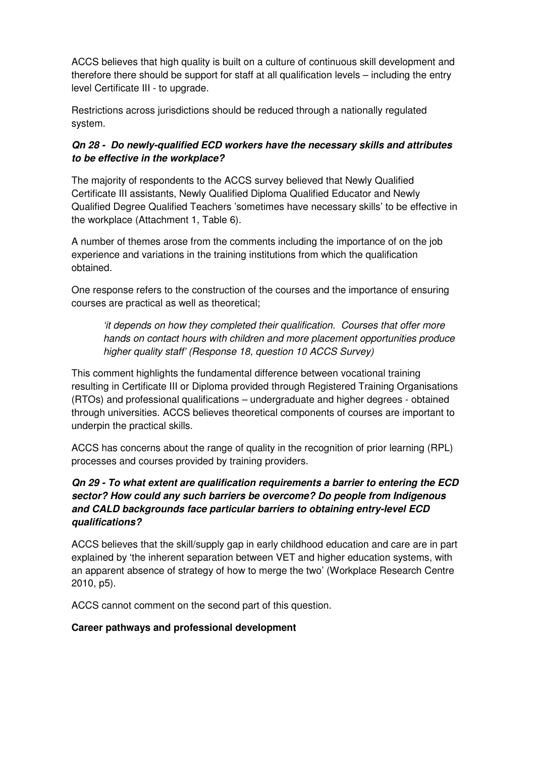ACCS believes that high quality is built on a culture of continuous skill development and therefore there should be support for staff at all qualification levels – including the entry level Certificate III - to upgrade.

Restrictions across jurisdictions should be reduced through a nationally regulated system.

***Qn 28 - Do newly-qualified ECD workers have the necessary skills and attributes to be effective in the workplace?***

The majority of respondents to the ACCS survey believed that Newly Qualified Certificate III assistants, Newly Qualified Diploma Qualified Educator and Newly Qualified Degree Qualified Teachers 'sometimes have necessary skills' to be effective in the workplace (Attachment 1, Table 6).

A number of themes arose from the comments including the importance of on the job experience and variations in the training institutions from which the qualification obtained.

One response refers to the construction of the courses and the importance of ensuring courses are practical as well as theoretical;

> *'it depends on how they completed their qualification. Courses that offer more hands on contact hours with children and more placement opportunities produce higher quality staff' (Response 18, question 10 ACCS Survey)*

This comment highlights the fundamental difference between vocational training resulting in Certificate III or Diploma provided through Registered Training Organisations (RTOs) and professional qualifications – undergraduate and higher degrees - obtained through universities. ACCS believes theoretical components of courses are important to underpin the practical skills.

ACCS has concerns about the range of quality in the recognition of prior learning (RPL) processes and courses provided by training providers.

***Qn 29 - To what extent are qualification requirements a barrier to entering the ECD sector? How could any such barriers be overcome? Do people from Indigenous and CALD backgrounds face particular barriers to obtaining entry-level ECD qualifications?***

ACCS believes that the skill/supply gap in early childhood education and care are in part explained by 'the inherent separation between VET and higher education systems, with an apparent absence of strategy of how to merge the two' (Workplace Research Centre 2010, p5).

ACCS cannot comment on the second part of this question.

**Career pathways and professional development**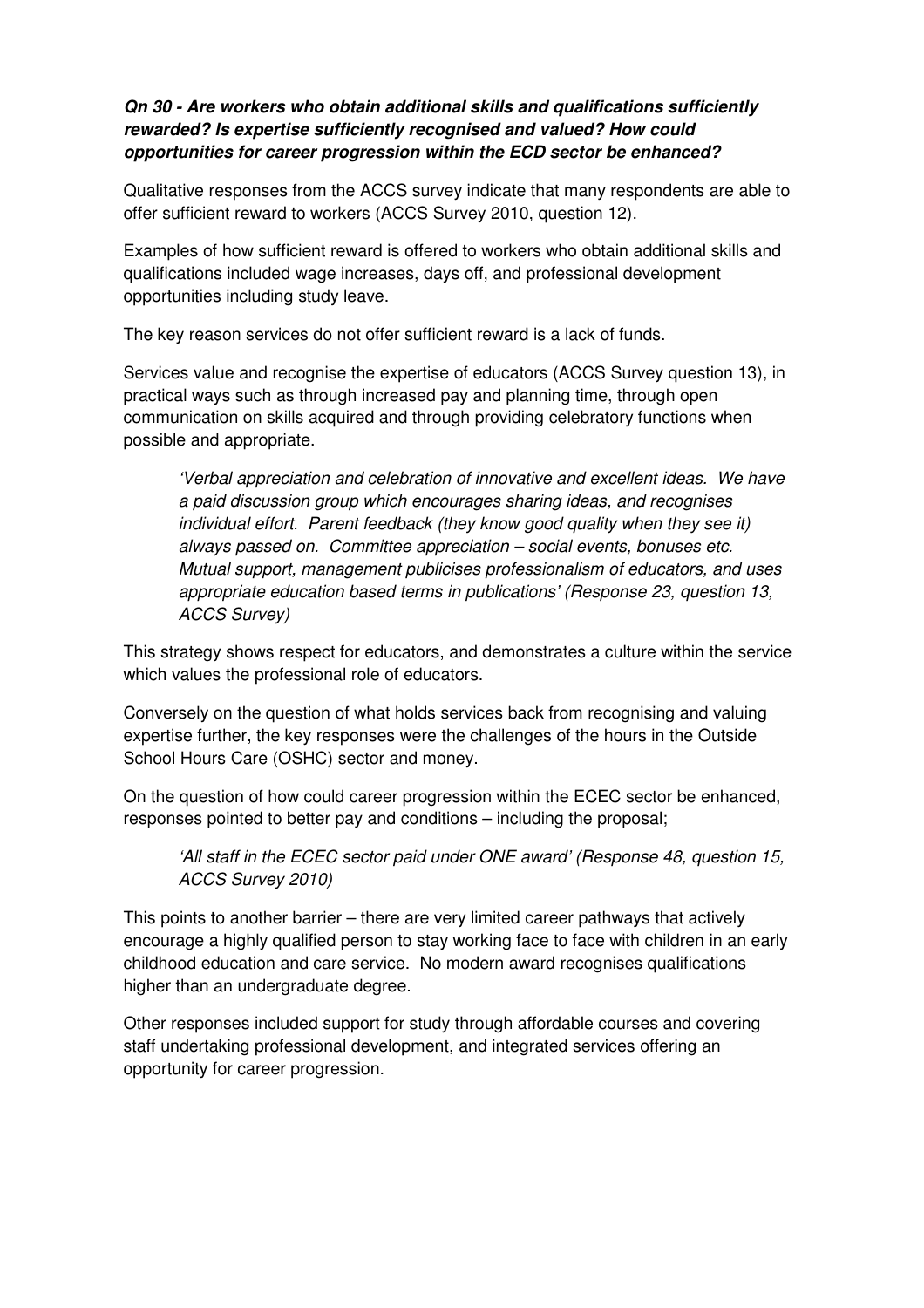***Qn 30 - Are workers who obtain additional skills and qualifications sufficiently rewarded? Is expertise sufficiently recognised and valued? How could opportunities for career progression within the ECD sector be enhanced?***

Qualitative responses from the ACCS survey indicate that many respondents are able to offer sufficient reward to workers (ACCS Survey 2010, question 12).

Examples of how sufficient reward is offered to workers who obtain additional skills and qualifications included wage increases, days off, and professional development opportunities including study leave.

The key reason services do not offer sufficient reward is a lack of funds.

Services value and recognise the expertise of educators (ACCS Survey question 13), in practical ways such as through increased pay and planning time, through open communication on skills acquired and through providing celebratory functions when possible and appropriate.

> *'Verbal appreciation and celebration of innovative and excellent ideas. We have a paid discussion group which encourages sharing ideas, and recognises individual effort. Parent feedback (they know good quality when they see it) always passed on. Committee appreciation – social events, bonuses etc. Mutual support, management publicises professionalism of educators, and uses appropriate education based terms in publications' (Response 23, question 13, ACCS Survey)*

This strategy shows respect for educators, and demonstrates a culture within the service which values the professional role of educators.

Conversely on the question of what holds services back from recognising and valuing expertise further, the key responses were the challenges of the hours in the Outside School Hours Care (OSHC) sector and money.

On the question of how could career progression within the ECEC sector be enhanced, responses pointed to better pay and conditions – including the proposal;

> *'All staff in the ECEC sector paid under ONE award' (Response 48, question 15, ACCS Survey 2010)*

This points to another barrier – there are very limited career pathways that actively encourage a highly qualified person to stay working face to face with children in an early childhood education and care service. No modern award recognises qualifications higher than an undergraduate degree.

Other responses included support for study through affordable courses and covering staff undertaking professional development, and integrated services offering an opportunity for career progression.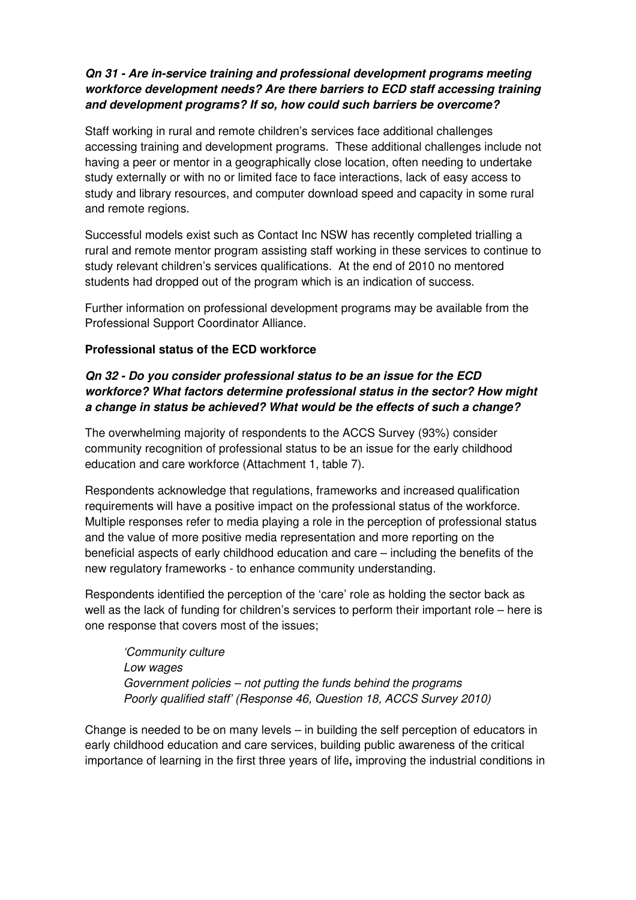***Qn 31 - Are in-service training and professional development programs meeting workforce development needs? Are there barriers to ECD staff accessing training and development programs? If so, how could such barriers be overcome?***

Staff working in rural and remote children's services face additional challenges accessing training and development programs. These additional challenges include not having a peer or mentor in a geographically close location, often needing to undertake study externally or with no or limited face to face interactions, lack of easy access to study and library resources, and computer download speed and capacity in some rural and remote regions.

Successful models exist such as Contact Inc NSW has recently completed trialling a rural and remote mentor program assisting staff working in these services to continue to study relevant children's services qualifications. At the end of 2010 no mentored students had dropped out of the program which is an indication of success.

Further information on professional development programs may be available from the Professional Support Coordinator Alliance.

**Professional status of the ECD workforce**

***Qn 32 - Do you consider professional status to be an issue for the ECD workforce? What factors determine professional status in the sector? How might a change in status be achieved? What would be the effects of such a change?***

The overwhelming majority of respondents to the ACCS Survey (93%) consider community recognition of professional status to be an issue for the early childhood education and care workforce (Attachment 1, table 7).

Respondents acknowledge that regulations, frameworks and increased qualification requirements will have a positive impact on the professional status of the workforce. Multiple responses refer to media playing a role in the perception of professional status and the value of more positive media representation and more reporting on the beneficial aspects of early childhood education and care – including the benefits of the new regulatory frameworks - to enhance community understanding.

Respondents identified the perception of the 'care' role as holding the sector back as well as the lack of funding for children's services to perform their important role – here is one response that covers most of the issues;

> *'Community culture*
> *Low wages*
> *Government policies – not putting the funds behind the programs*
> *Poorly qualified staff' (Response 46, Question 18, ACCS Survey 2010)*

Change is needed to be on many levels – in building the self perception of educators in early childhood education and care services, building public awareness of the critical importance of learning in the first three years of life**,** improving the industrial conditions in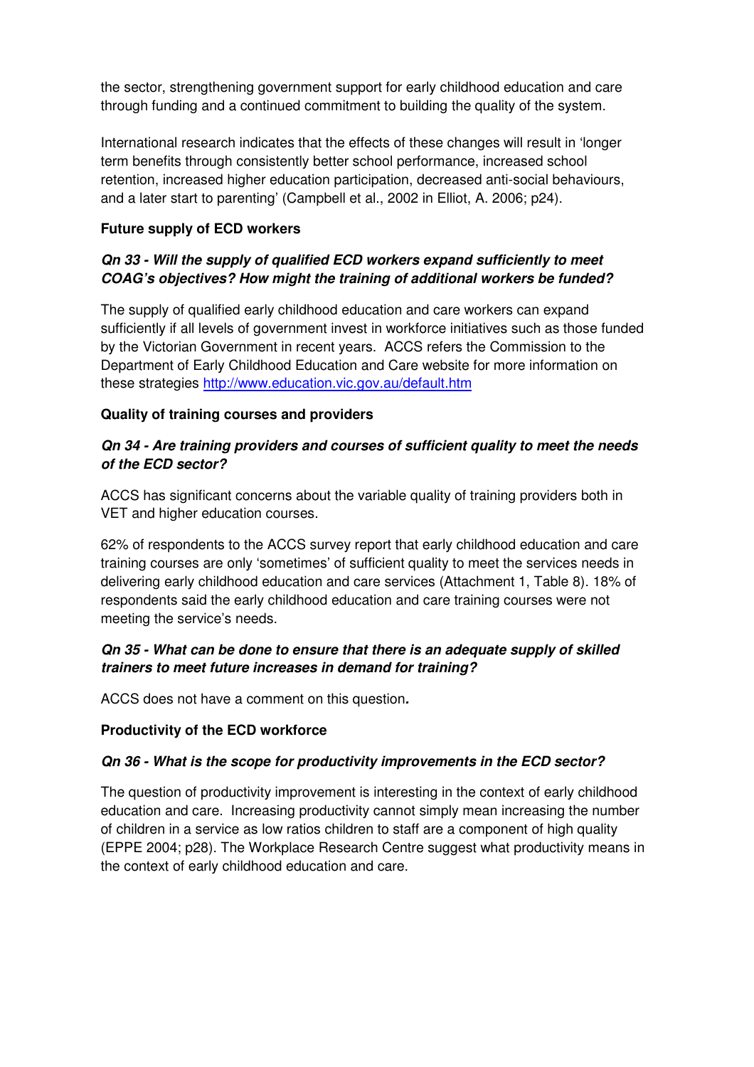the sector, strengthening government support for early childhood education and care through funding and a continued commitment to building the quality of the system.

International research indicates that the effects of these changes will result in 'longer term benefits through consistently better school performance, increased school retention, increased higher education participation, decreased anti-social behaviours, and a later start to parenting' (Campbell et al., 2002 in Elliot, A. 2006; p24).

**Future supply of ECD workers**

***Qn 33 - Will the supply of qualified ECD workers expand sufficiently to meet COAG's objectives? How might the training of additional workers be funded?***

The supply of qualified early childhood education and care workers can expand sufficiently if all levels of government invest in workforce initiatives such as those funded by the Victorian Government in recent years. ACCS refers the Commission to the Department of Early Childhood Education and Care website for more information on these strategies http://www.education.vic.gov.au/default.htm

**Quality of training courses and providers**

***Qn 34 - Are training providers and courses of sufficient quality to meet the needs of the ECD sector?***

ACCS has significant concerns about the variable quality of training providers both in VET and higher education courses.

62% of respondents to the ACCS survey report that early childhood education and care training courses are only 'sometimes' of sufficient quality to meet the services needs in delivering early childhood education and care services (Attachment 1, Table 8). 18% of respondents said the early childhood education and care training courses were not meeting the service's needs.

***Qn 35 - What can be done to ensure that there is an adequate supply of skilled trainers to meet future increases in demand for training?***

ACCS does not have a comment on this question.

**Productivity of the ECD workforce**

***Qn 36 - What is the scope for productivity improvements in the ECD sector?***

The question of productivity improvement is interesting in the context of early childhood education and care. Increasing productivity cannot simply mean increasing the number of children in a service as low ratios children to staff are a component of high quality (EPPE 2004; p28). The Workplace Research Centre suggest what productivity means in the context of early childhood education and care.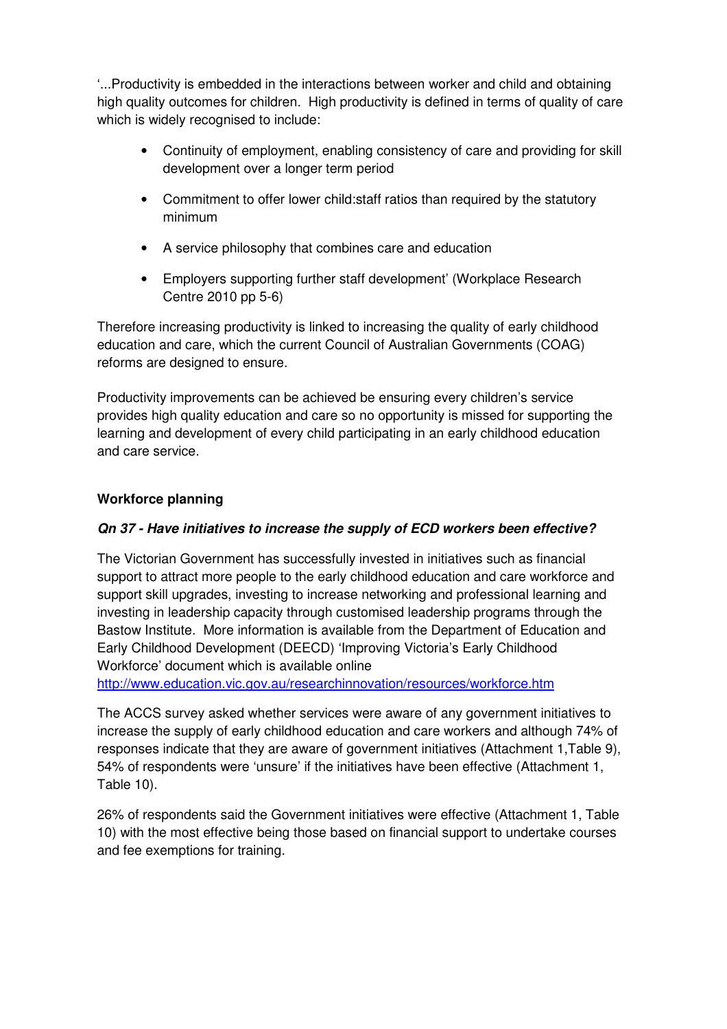'...Productivity is embedded in the interactions between worker and child and obtaining high quality outcomes for children. High productivity is defined in terms of quality of care which is widely recognised to include:

- Continuity of employment, enabling consistency of care and providing for skill development over a longer term period
- Commitment to offer lower child:staff ratios than required by the statutory minimum
- A service philosophy that combines care and education
- Employers supporting further staff development' (Workplace Research Centre 2010 pp 5-6)

Therefore increasing productivity is linked to increasing the quality of early childhood education and care, which the current Council of Australian Governments (COAG) reforms are designed to ensure.

Productivity improvements can be achieved be ensuring every children's service provides high quality education and care so no opportunity is missed for supporting the learning and development of every child participating in an early childhood education and care service.

**Workforce planning**

***Qn 37 - Have initiatives to increase the supply of ECD workers been effective?***

The Victorian Government has successfully invested in initiatives such as financial support to attract more people to the early childhood education and care workforce and support skill upgrades, investing to increase networking and professional learning and investing in leadership capacity through customised leadership programs through the Bastow Institute. More information is available from the Department of Education and Early Childhood Development (DEECD) 'Improving Victoria's Early Childhood Workforce' document which is available online http://www.education.vic.gov.au/researchinnovation/resources/workforce.htm

The ACCS survey asked whether services were aware of any government initiatives to increase the supply of early childhood education and care workers and although 74% of responses indicate that they are aware of government initiatives (Attachment 1,Table 9), 54% of respondents were 'unsure' if the initiatives have been effective (Attachment 1, Table 10).

26% of respondents said the Government initiatives were effective (Attachment 1, Table 10) with the most effective being those based on financial support to undertake courses and fee exemptions for training.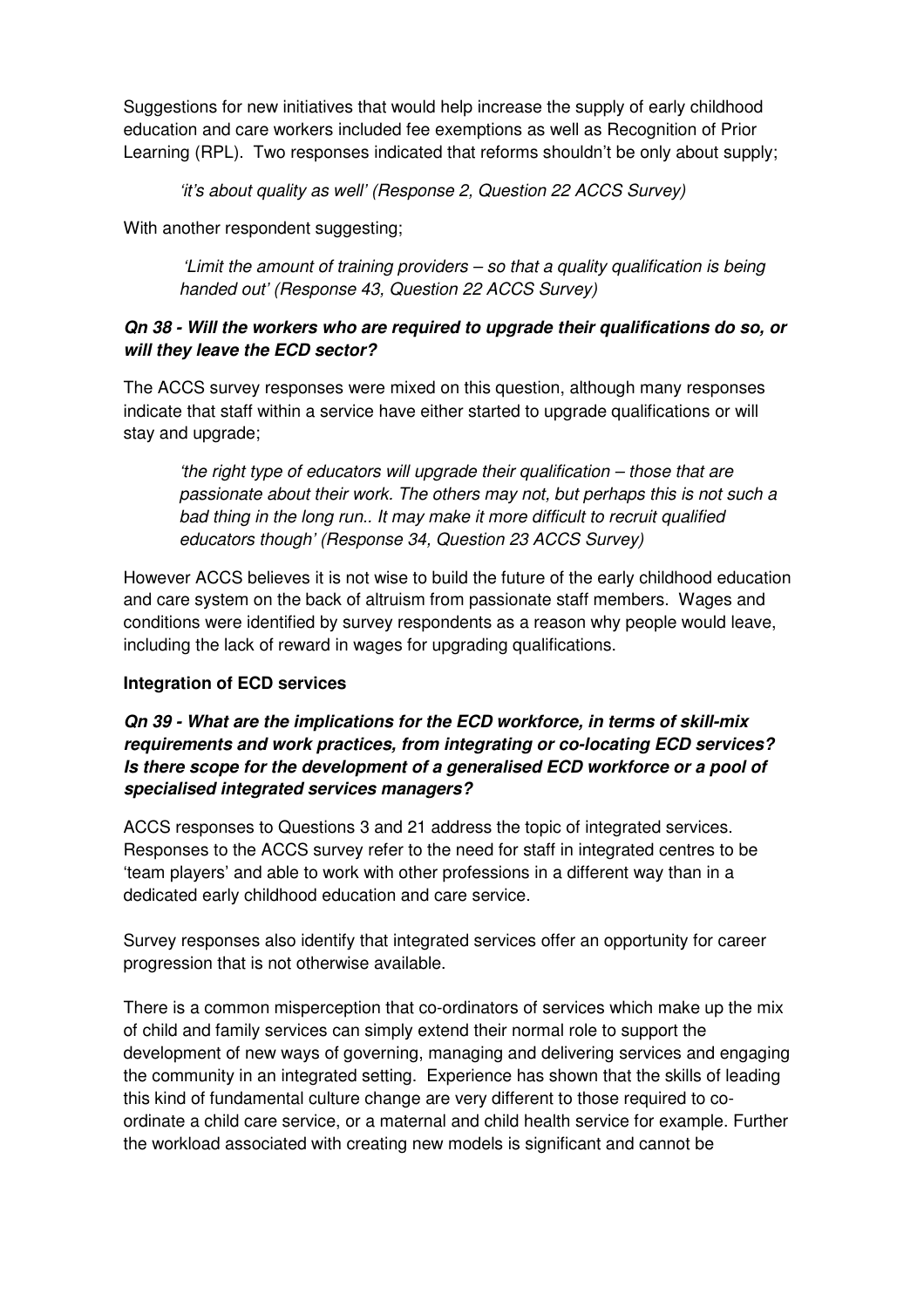Suggestions for new initiatives that would help increase the supply of early childhood education and care workers included fee exemptions as well as Recognition of Prior Learning (RPL). Two responses indicated that reforms shouldn't be only about supply;

> *'it's about quality as well' (Response 2, Question 22 ACCS Survey)*

With another respondent suggesting;

> *'Limit the amount of training providers – so that a quality qualification is being handed out' (Response 43, Question 22 ACCS Survey)*

### ***Qn 38 - Will the workers who are required to upgrade their qualifications do so, or will they leave the ECD sector?***

The ACCS survey responses were mixed on this question, although many responses indicate that staff within a service have either started to upgrade qualifications or will stay and upgrade;

> *'the right type of educators will upgrade their qualification – those that are passionate about their work. The others may not, but perhaps this is not such a bad thing in the long run.. It may make it more difficult to recruit qualified educators though' (Response 34, Question 23 ACCS Survey)*

However ACCS believes it is not wise to build the future of the early childhood education and care system on the back of altruism from passionate staff members. Wages and conditions were identified by survey respondents as a reason why people would leave, including the lack of reward in wages for upgrading qualifications.

## **Integration of ECD services**

### ***Qn 39 - What are the implications for the ECD workforce, in terms of skill-mix requirements and work practices, from integrating or co-locating ECD services? Is there scope for the development of a generalised ECD workforce or a pool of specialised integrated services managers?***

ACCS responses to Questions 3 and 21 address the topic of integrated services. Responses to the ACCS survey refer to the need for staff in integrated centres to be 'team players' and able to work with other professions in a different way than in a dedicated early childhood education and care service.

Survey responses also identify that integrated services offer an opportunity for career progression that is not otherwise available.

There is a common misperception that co-ordinators of services which make up the mix of child and family services can simply extend their normal role to support the development of new ways of governing, managing and delivering services and engaging the community in an integrated setting. Experience has shown that the skills of leading this kind of fundamental culture change are very different to those required to co-ordinate a child care service, or a maternal and child health service for example. Further the workload associated with creating new models is significant and cannot be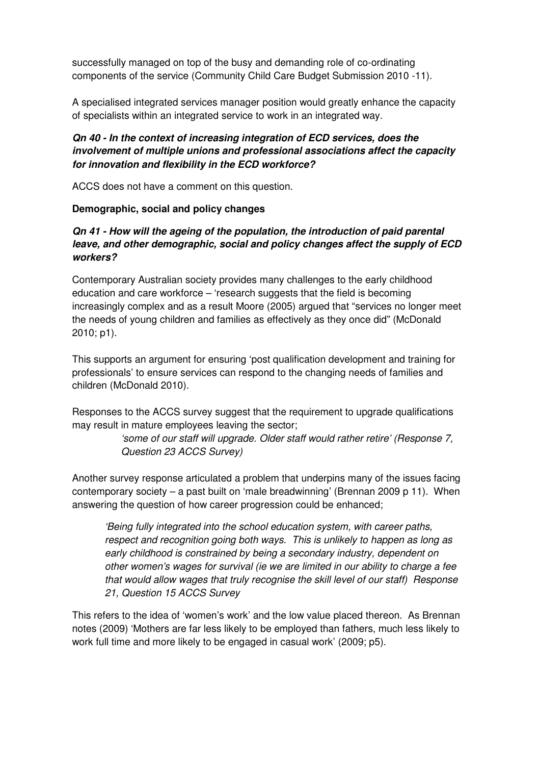successfully managed on top of the busy and demanding role of co-ordinating components of the service (Community Child Care Budget Submission 2010 -11).

A specialised integrated services manager position would greatly enhance the capacity of specialists within an integrated service to work in an integrated way.

***Qn 40 - In the context of increasing integration of ECD services, does the involvement of multiple unions and professional associations affect the capacity for innovation and flexibility in the ECD workforce?***

ACCS does not have a comment on this question.

**Demographic, social and policy changes**

***Qn 41 - How will the ageing of the population, the introduction of paid parental leave, and other demographic, social and policy changes affect the supply of ECD workers?***

Contemporary Australian society provides many challenges to the early childhood education and care workforce – 'research suggests that the field is becoming increasingly complex and as a result Moore (2005) argued that "services no longer meet the needs of young children and families as effectively as they once did" (McDonald 2010; p1).

This supports an argument for ensuring 'post qualification development and training for professionals' to ensure services can respond to the changing needs of families and children (McDonald 2010).

Responses to the ACCS survey suggest that the requirement to upgrade qualifications may result in mature employees leaving the sector;

> *'some of our staff will upgrade. Older staff would rather retire' (Response 7, Question 23 ACCS Survey)*

Another survey response articulated a problem that underpins many of the issues facing contemporary society – a past built on 'male breadwinning' (Brennan 2009 p 11). When answering the question of how career progression could be enhanced;

> *'Being fully integrated into the school education system, with career paths, respect and recognition going both ways. This is unlikely to happen as long as early childhood is constrained by being a secondary industry, dependent on other women's wages for survival (ie we are limited in our ability to charge a fee that would allow wages that truly recognise the skill level of our staff) Response 21, Question 15 ACCS Survey*

This refers to the idea of 'women's work' and the low value placed thereon. As Brennan notes (2009) 'Mothers are far less likely to be employed than fathers, much less likely to work full time and more likely to be engaged in casual work' (2009; p5).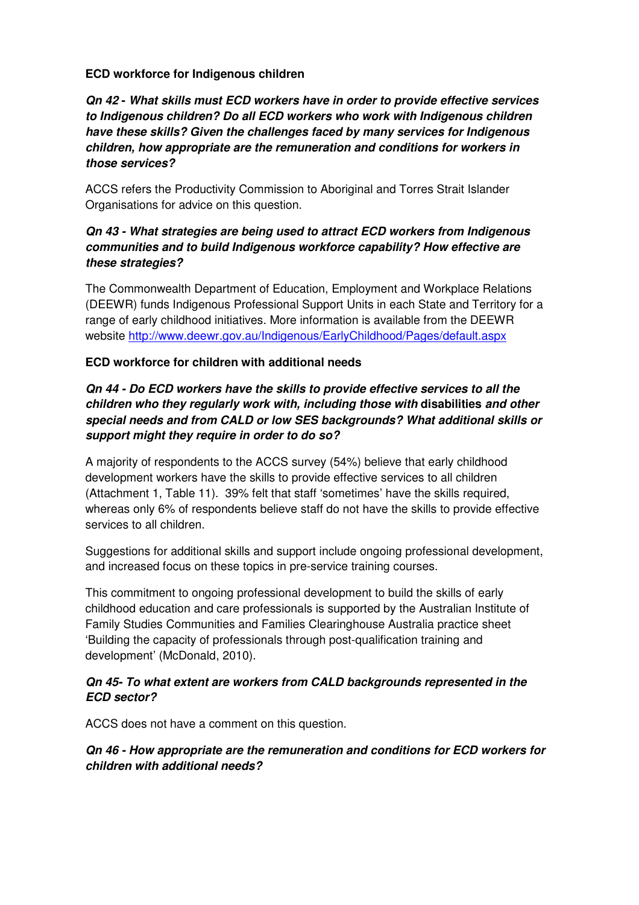**ECD workforce for Indigenous children**

***Qn 42 - What skills must ECD workers have in order to provide effective services to Indigenous children? Do all ECD workers who work with Indigenous children have these skills? Given the challenges faced by many services for Indigenous children, how appropriate are the remuneration and conditions for workers in those services?***

ACCS refers the Productivity Commission to Aboriginal and Torres Strait Islander Organisations for advice on this question.

***Qn 43 - What strategies are being used to attract ECD workers from Indigenous communities and to build Indigenous workforce capability? How effective are these strategies?***

The Commonwealth Department of Education, Employment and Workplace Relations (DEEWR) funds Indigenous Professional Support Units in each State and Territory for a range of early childhood initiatives. More information is available from the DEEWR website http://www.deewr.gov.au/Indigenous/EarlyChildhood/Pages/default.aspx

**ECD workforce for children with additional needs**

***Qn 44 - Do ECD workers have the skills to provide effective services to all the children who they regularly work with, including those with* disabilities *and other special needs and from CALD or low SES backgrounds? What additional skills or support might they require in order to do so?***

A majority of respondents to the ACCS survey (54%) believe that early childhood development workers have the skills to provide effective services to all children (Attachment 1, Table 11). 39% felt that staff 'sometimes' have the skills required, whereas only 6% of respondents believe staff do not have the skills to provide effective services to all children.

Suggestions for additional skills and support include ongoing professional development, and increased focus on these topics in pre-service training courses.

This commitment to ongoing professional development to build the skills of early childhood education and care professionals is supported by the Australian Institute of Family Studies Communities and Families Clearinghouse Australia practice sheet 'Building the capacity of professionals through post-qualification training and development' (McDonald, 2010).

***Qn 45- To what extent are workers from CALD backgrounds represented in the ECD sector?***

ACCS does not have a comment on this question.

***Qn 46 - How appropriate are the remuneration and conditions for ECD workers for children with additional needs?***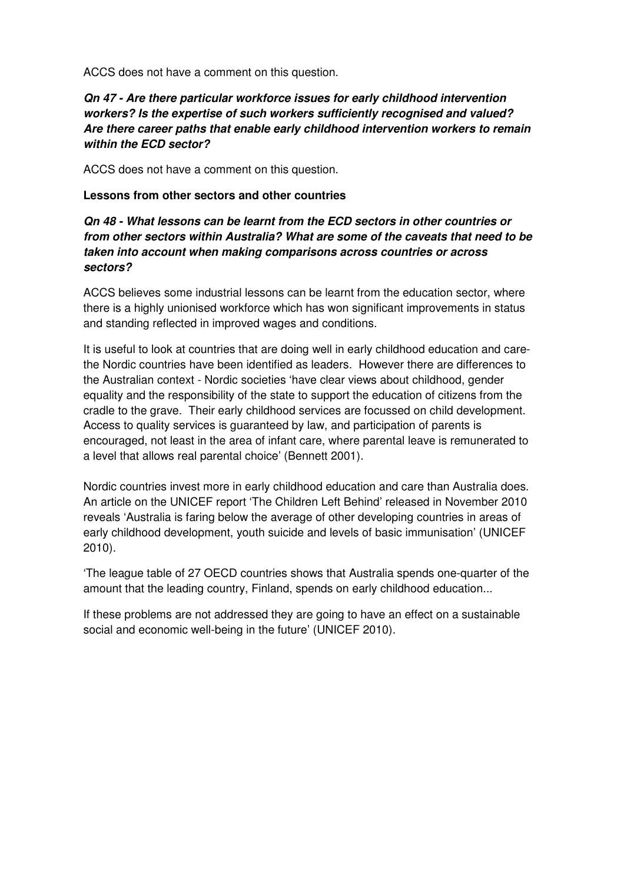ACCS does not have a comment on this question.

***Qn 47 - Are there particular workforce issues for early childhood intervention workers? Is the expertise of such workers sufficiently recognised and valued? Are there career paths that enable early childhood intervention workers to remain within the ECD sector?***

ACCS does not have a comment on this question.

**Lessons from other sectors and other countries**

***Qn 48 - What lessons can be learnt from the ECD sectors in other countries or from other sectors within Australia? What are some of the caveats that need to be taken into account when making comparisons across countries or across sectors?***

ACCS believes some industrial lessons can be learnt from the education sector, where there is a highly unionised workforce which has won significant improvements in status and standing reflected in improved wages and conditions.

It is useful to look at countries that are doing well in early childhood education and care-the Nordic countries have been identified as leaders. However there are differences to the Australian context - Nordic societies 'have clear views about childhood, gender equality and the responsibility of the state to support the education of citizens from the cradle to the grave. Their early childhood services are focussed on child development. Access to quality services is guaranteed by law, and participation of parents is encouraged, not least in the area of infant care, where parental leave is remunerated to a level that allows real parental choice' (Bennett 2001).

Nordic countries invest more in early childhood education and care than Australia does. An article on the UNICEF report 'The Children Left Behind' released in November 2010 reveals 'Australia is faring below the average of other developing countries in areas of early childhood development, youth suicide and levels of basic immunisation' (UNICEF 2010).

'The league table of 27 OECD countries shows that Australia spends one-quarter of the amount that the leading country, Finland, spends on early childhood education...

If these problems are not addressed they are going to have an effect on a sustainable social and economic well-being in the future' (UNICEF 2010).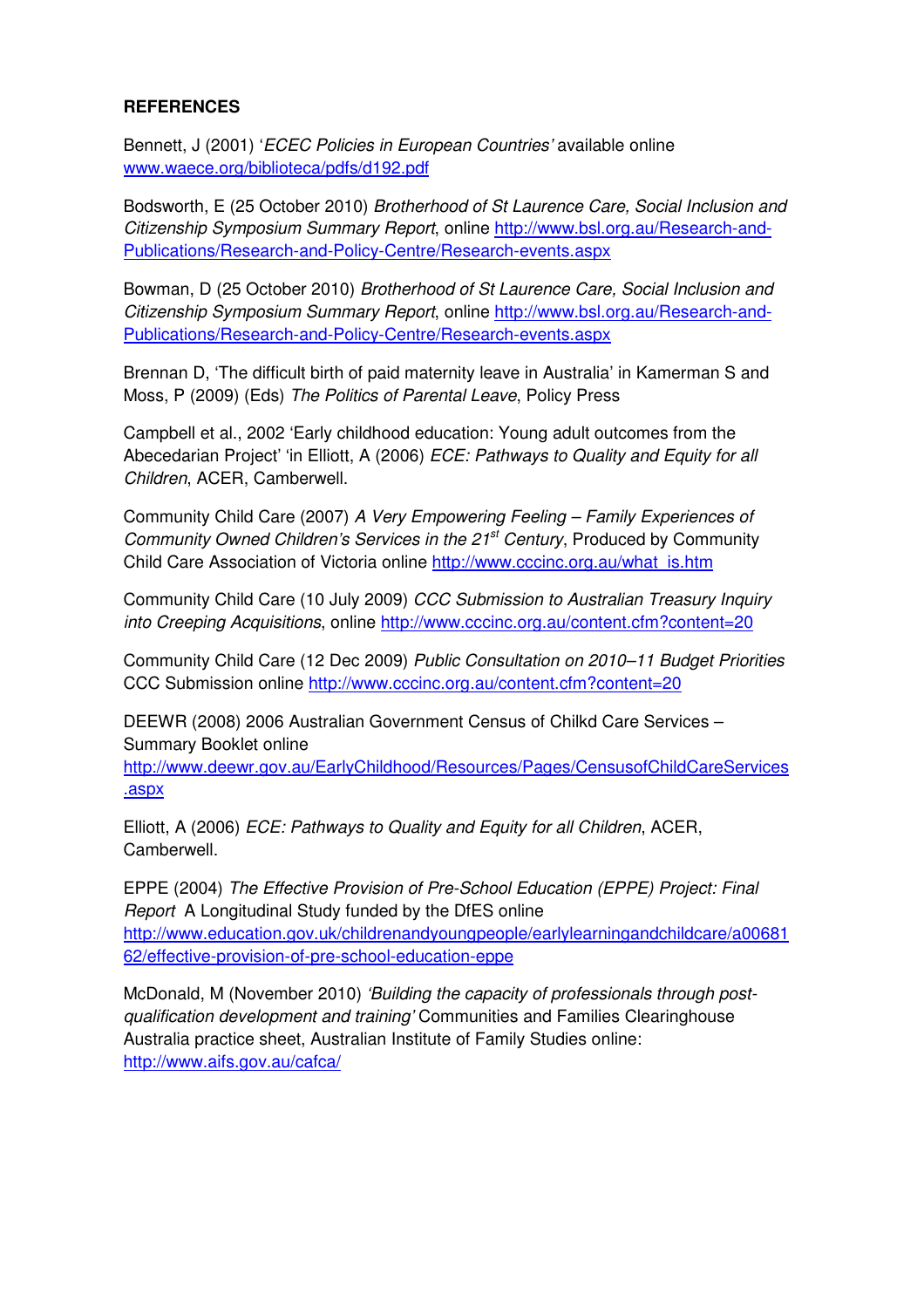**REFERENCES**

Bennett, J (2001) '*ECEC Policies in European Countries'* available online www.waece.org/biblioteca/pdfs/d192.pdf

Bodsworth, E (25 October 2010) *Brotherhood of St Laurence Care, Social Inclusion and Citizenship Symposium Summary Report*, online http://www.bsl.org.au/Research-and-Publications/Research-and-Policy-Centre/Research-events.aspx

Bowman, D (25 October 2010) *Brotherhood of St Laurence Care, Social Inclusion and Citizenship Symposium Summary Report*, online http://www.bsl.org.au/Research-and-Publications/Research-and-Policy-Centre/Research-events.aspx

Brennan D, 'The difficult birth of paid maternity leave in Australia' in Kamerman S and Moss, P (2009) (Eds) *The Politics of Parental Leave*, Policy Press

Campbell et al., 2002 'Early childhood education: Young adult outcomes from the Abecedarian Project' 'in Elliott, A (2006) *ECE: Pathways to Quality and Equity for all Children*, ACER, Camberwell.

Community Child Care (2007) *A Very Empowering Feeling – Family Experiences of Community Owned Children's Services in the 21st Century*, Produced by Community Child Care Association of Victoria online http://www.cccinc.org.au/what_is.htm

Community Child Care (10 July 2009) *CCC Submission to Australian Treasury Inquiry into Creeping Acquisitions*, online http://www.cccinc.org.au/content.cfm?content=20

Community Child Care (12 Dec 2009) *Public Consultation on 2010–11 Budget Priorities* CCC Submission online http://www.cccinc.org.au/content.cfm?content=20

DEEWR (2008) 2006 Australian Government Census of Chilkd Care Services – Summary Booklet online http://www.deewr.gov.au/EarlyChildhood/Resources/Pages/CensusofChildCareServices.aspx

Elliott, A (2006) *ECE: Pathways to Quality and Equity for all Children*, ACER, Camberwell.

EPPE (2004) *The Effective Provision of Pre-School Education (EPPE) Project: Final Report* A Longitudinal Study funded by the DfES online http://www.education.gov.uk/childrenandyoungpeople/earlylearningandchildcare/a0068162/effective-provision-of-pre-school-education-eppe

McDonald, M (November 2010) *'Building the capacity of professionals through post-qualification development and training'* Communities and Families Clearinghouse Australia practice sheet, Australian Institute of Family Studies online: http://www.aifs.gov.au/cafca/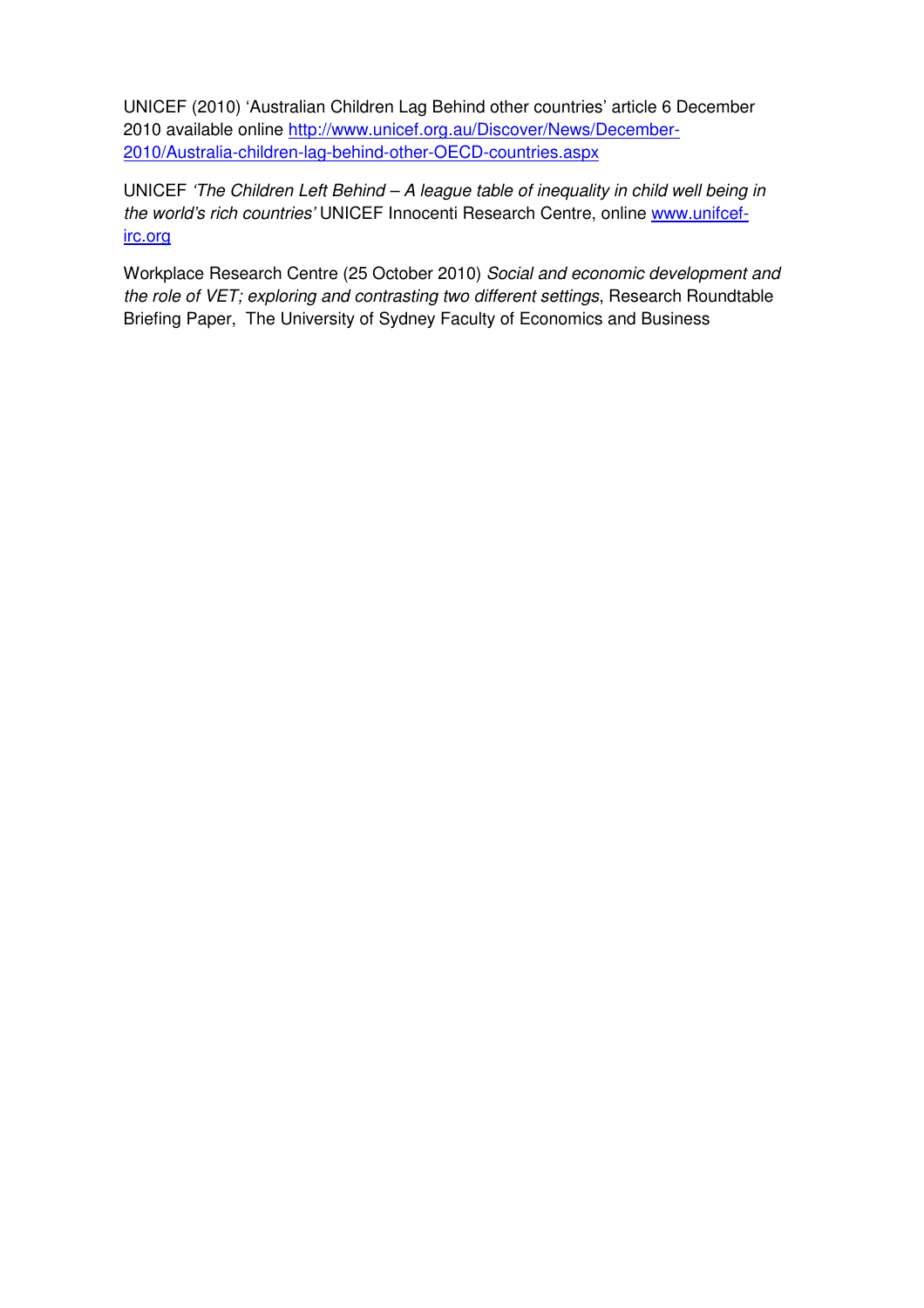UNICEF (2010) 'Australian Children Lag Behind other countries' article 6 December 2010 available online http://www.unicef.org.au/Discover/News/December-2010/Australia-children-lag-behind-other-OECD-countries.aspx

UNICEF *'The Children Left Behind – A league table of inequality in child well being in the world's rich countries'* UNICEF Innocenti Research Centre, online www.unifcef-irc.org

Workplace Research Centre (25 October 2010) *Social and economic development and the role of VET; exploring and contrasting two different settings*, Research Roundtable Briefing Paper, The University of Sydney Faculty of Economics and Business